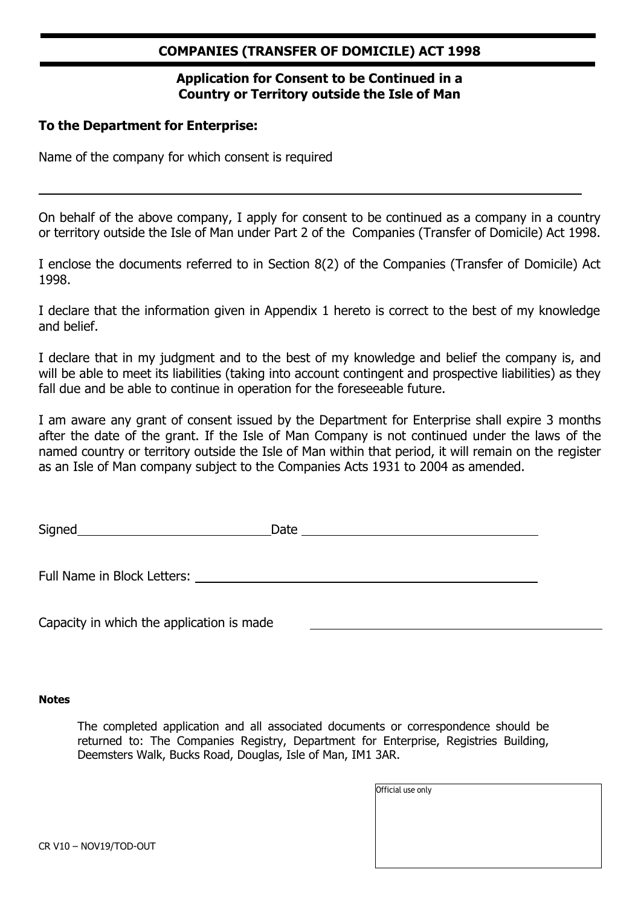## COMPANIES (TRANSFER OF DOMICILE) ACT 1998

### Application for Consent to be Continued in a Country or Territory outside the Isle of Man

**To the Department for Enterprise:**

Name of the company for which consent is required

\_\_\_\_\_\_\_\_\_\_\_\_\_\_\_\_\_\_\_\_\_\_\_\_\_\_\_\_\_\_\_\_\_\_\_\_\_\_\_\_\_\_\_\_\_\_\_\_\_\_\_\_\_\_\_\_\_\_\_\_

On behalf of the above company, I apply for consent to be continued as a company in a country or territory outside the Isle of Man under Part 2 of the Companies (Transfer of Domicile) Act 1998.

I enclose the documents referred to in Section 8(2) of the Companies (Transfer of Domicile) Act 1998.

I declare that the information given in Appendix 1 hereto is correct to the best of my knowledge and belief.

I declare that in my judgment and to the best of my knowledge and belief the company is, and will be able to meet its liabilities (taking into account contingent and prospective liabilities) as they fall due and be able to continue in operation for the foreseeable future.

I am aware any grant of consent issued by the Department for Enterprise shall expire 3 months after the date of the grant. If the Isle of Man Company is not continued under the laws of the named country or territory outside the Isle of Man within that period, it will remain on the register as an Isle of Man company subject to the Companies Acts 1931 to 2004 as amended.

Signed\_\_\_\_\_\_\_\_\_\_\_\_\_\_\_\_\_\_\_\_\_\_\_\_ Date \_\_\_\_\_\_\_\_\_\_\_\_\_\_\_\_\_\_\_\_\_\_\_\_\_\_\_\_

Full Name in Block Letters: \_\_\_\_\_\_\_\_\_\_\_\_\_\_\_\_\_\_\_\_\_\_\_\_\_\_\_\_\_\_\_\_\_\_\_\_\_\_\_\_

Capacity in which the application is made \_\_\_\_\_\_\_\_\_\_\_\_\_\_\_\_\_\_\_\_\_\_\_\_\_\_\_\_\_\_\_\_\_\_\_\_\_\_\_\_

**Notes**

The completed application and all associated documents or correspondence should be returned to: The Companies Registry, Department for Enterprise, Registries Building, Deemsters Walk, Bucks Road, Douglas, Isle of Man, IM1 3AR.

| Official use only |
| --- |
| |

CR V10 – NOV19/TOD-OUT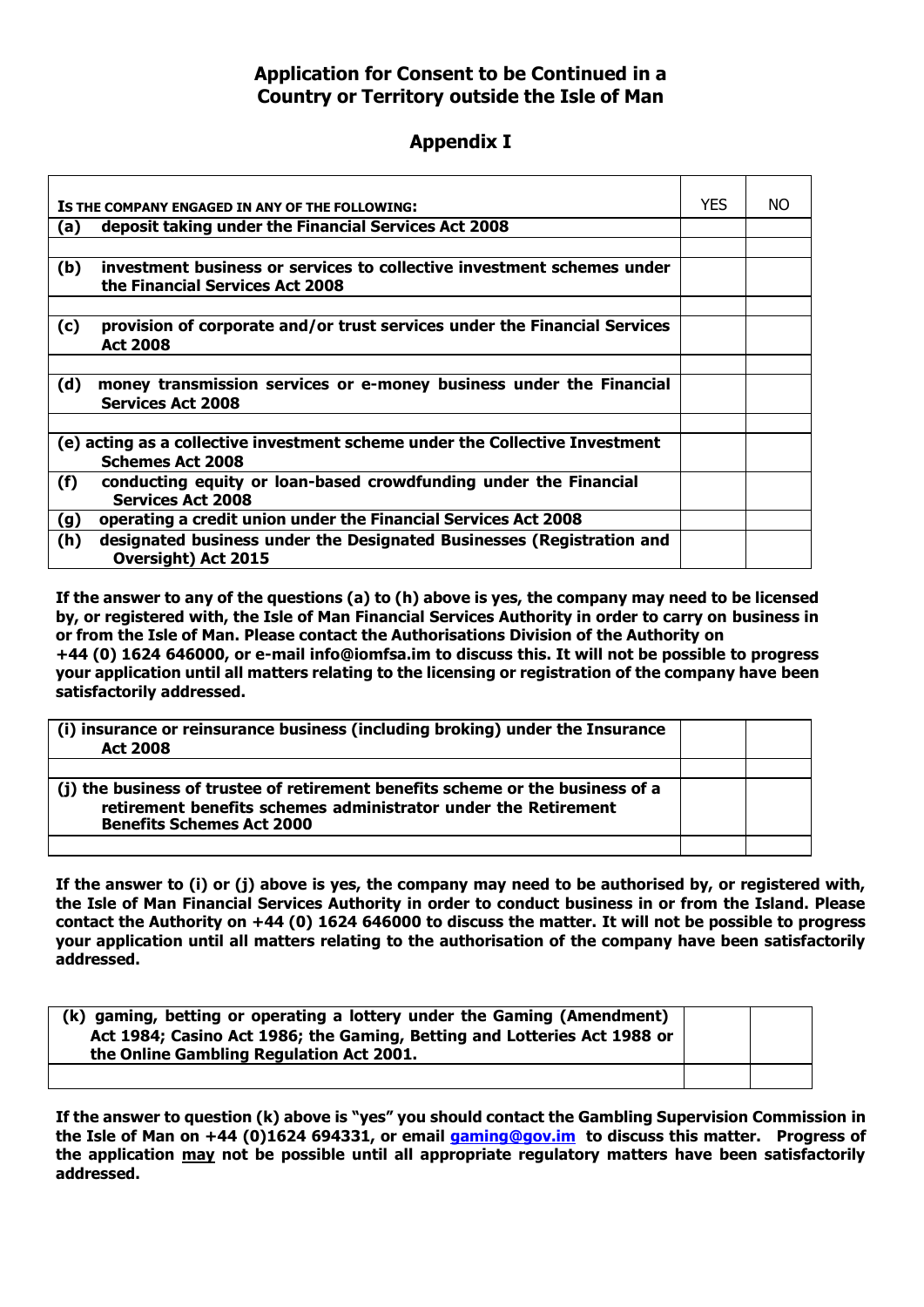# Application for Consent to be Continued in a Country or Territory outside the Isle of Man

## Appendix I

| IS THE COMPANY ENGAGED IN ANY OF THE FOLLOWING: | YES | NO |
|---|---|---|
| **(a) deposit taking under the Financial Services Act 2008** | | |
| | | |
| **(b) investment business or services to collective investment schemes under the Financial Services Act 2008** | | |
| | | |
| **(c) provision of corporate and/or trust services under the Financial Services Act 2008** | | |
| | | |
| **(d) money transmission services or e-money business under the Financial Services Act 2008** | | |
| | | |
| **(e) acting as a collective investment scheme under the Collective Investment Schemes Act 2008** | | |
| **(f) conducting equity or loan-based crowdfunding under the Financial Services Act 2008** | | |
| **(g) operating a credit union under the Financial Services Act 2008** | | |
| **(h) designated business under the Designated Businesses (Registration and Oversight) Act 2015** | | |

**If the answer to any of the questions (a) to (h) above is yes, the company may need to be licensed by, or registered with, the Isle of Man Financial Services Authority in order to carry on business in or from the Isle of Man. Please contact the Authorisations Division of the Authority on +44 (0) 1624 646000, or e-mail info@iomfsa.im to discuss this. It will not be possible to progress your application until all matters relating to the licensing or registration of the company have been satisfactorily addressed.**

| | | |
|---|---|---|
| **(i) insurance or reinsurance business (including broking) under the Insurance Act 2008** | | |
| | | |
| **(j) the business of trustee of retirement benefits scheme or the business of a retirement benefits schemes administrator under the Retirement Benefits Schemes Act 2000** | | |
| | | |

**If the answer to (i) or (j) above is yes, the company may need to be authorised by, or registered with, the Isle of Man Financial Services Authority in order to conduct business in or from the Island. Please contact the Authority on +44 (0) 1624 646000 to discuss the matter. It will not be possible to progress your application until all matters relating to the authorisation of the company have been satisfactorily addressed.**

| | | |
|---|---|---|
| **(k) gaming, betting or operating a lottery under the Gaming (Amendment) Act 1984; Casino Act 1986; the Gaming, Betting and Lotteries Act 1988 or the Online Gambling Regulation Act 2001.** | | |
| | | |

**If the answer to question (k) above is "yes" you should contact the Gambling Supervision Commission in the Isle of Man on +44 (0)1624 694331, or email [gaming@gov.im](mailto:gaming@gov.im) to discuss this matter. Progress of the application may not be possible until all appropriate regulatory matters have been satisfactorily addressed.**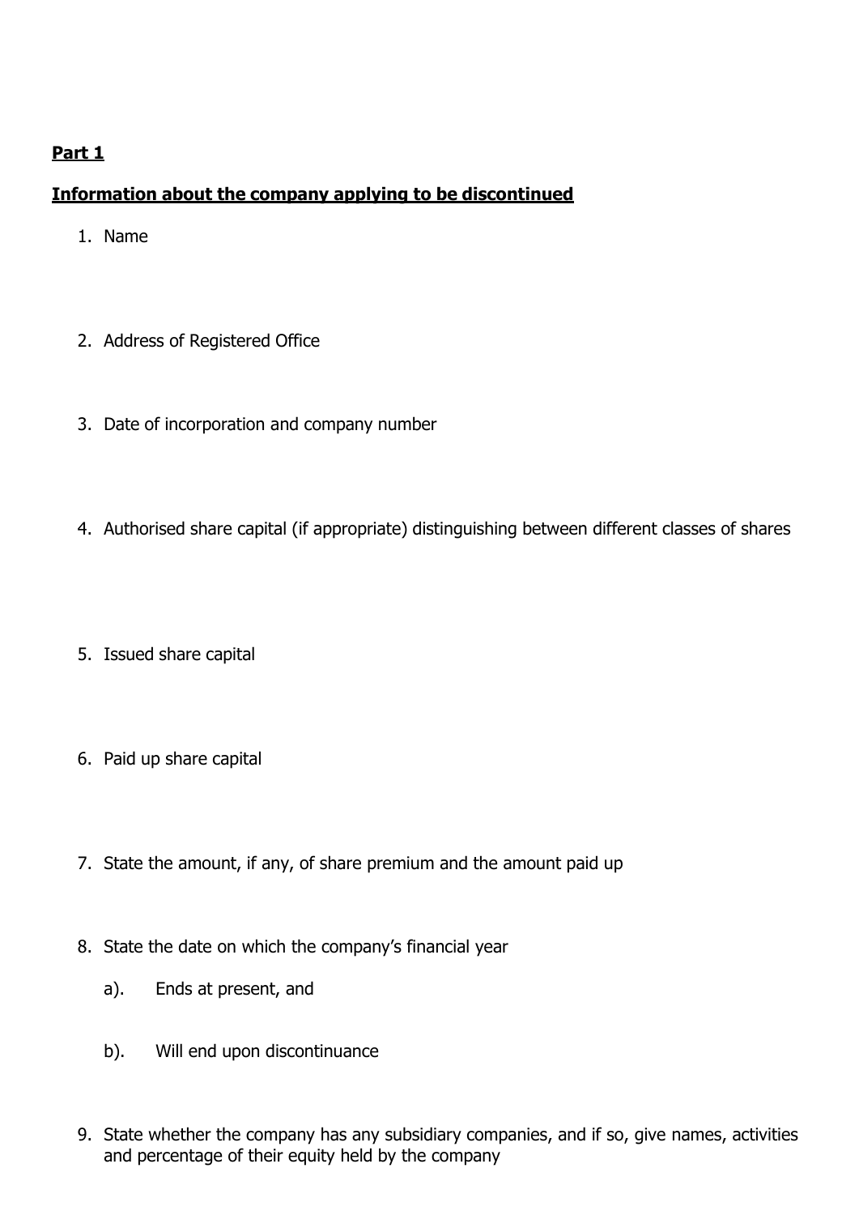**Part 1**

**Information about the company applying to be discontinued**

1. Name

2. Address of Registered Office

3. Date of incorporation and company number

4. Authorised share capital (if appropriate) distinguishing between different classes of shares

5. Issued share capital

6. Paid up share capital

7. State the amount, if any, of share premium and the amount paid up

8. State the date on which the company's financial year

    a). Ends at present, and

    b). Will end upon discontinuance

9. State whether the company has any subsidiary companies, and if so, give names, activities and percentage of their equity held by the company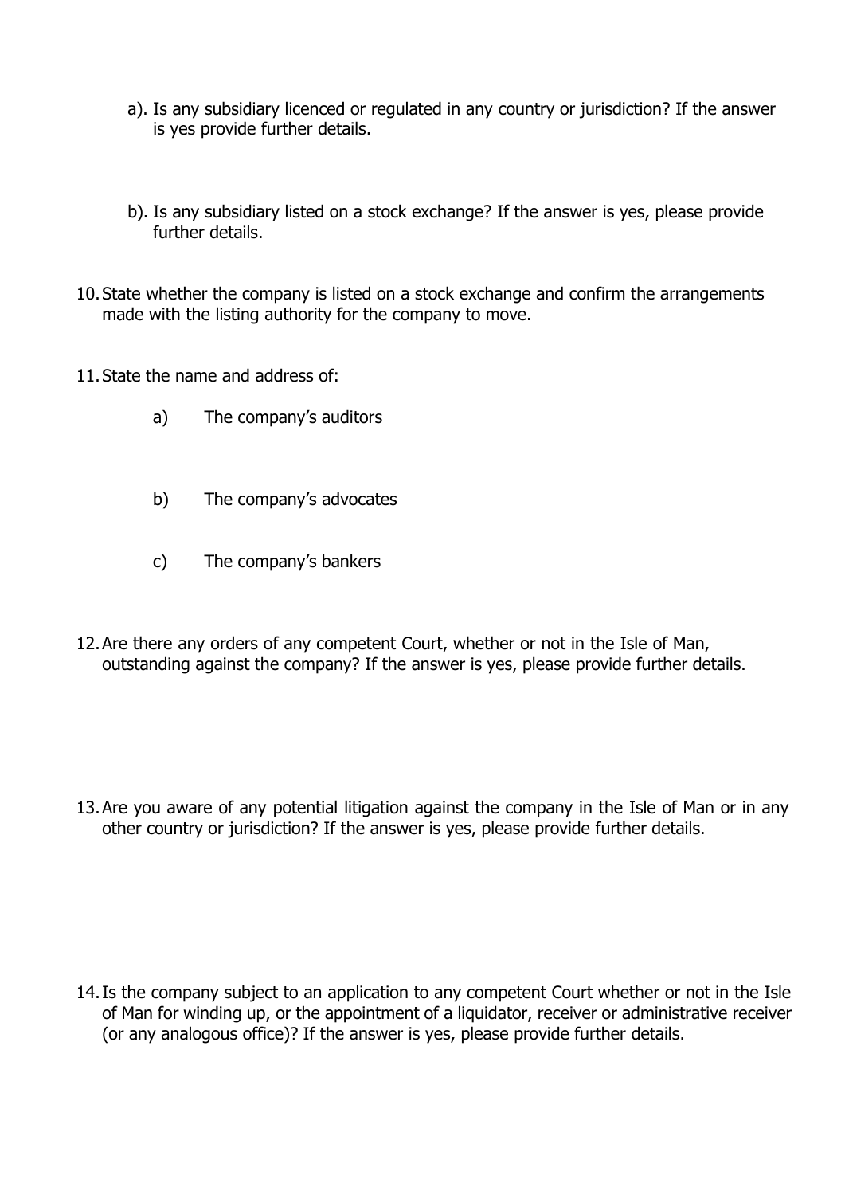a). Is any subsidiary licenced or regulated in any country or jurisdiction? If the answer is yes provide further details.

b). Is any subsidiary listed on a stock exchange? If the answer is yes, please provide further details.

10. State whether the company is listed on a stock exchange and confirm the arrangements made with the listing authority for the company to move.

11. State the name and address of:

    a) The company's auditors

    b) The company's advocates

    c) The company's bankers

12. Are there any orders of any competent Court, whether or not in the Isle of Man, outstanding against the company? If the answer is yes, please provide further details.

13. Are you aware of any potential litigation against the company in the Isle of Man or in any other country or jurisdiction? If the answer is yes, please provide further details.

14. Is the company subject to an application to any competent Court whether or not in the Isle of Man for winding up, or the appointment of a liquidator, receiver or administrative receiver (or any analogous office)? If the answer is yes, please provide further details.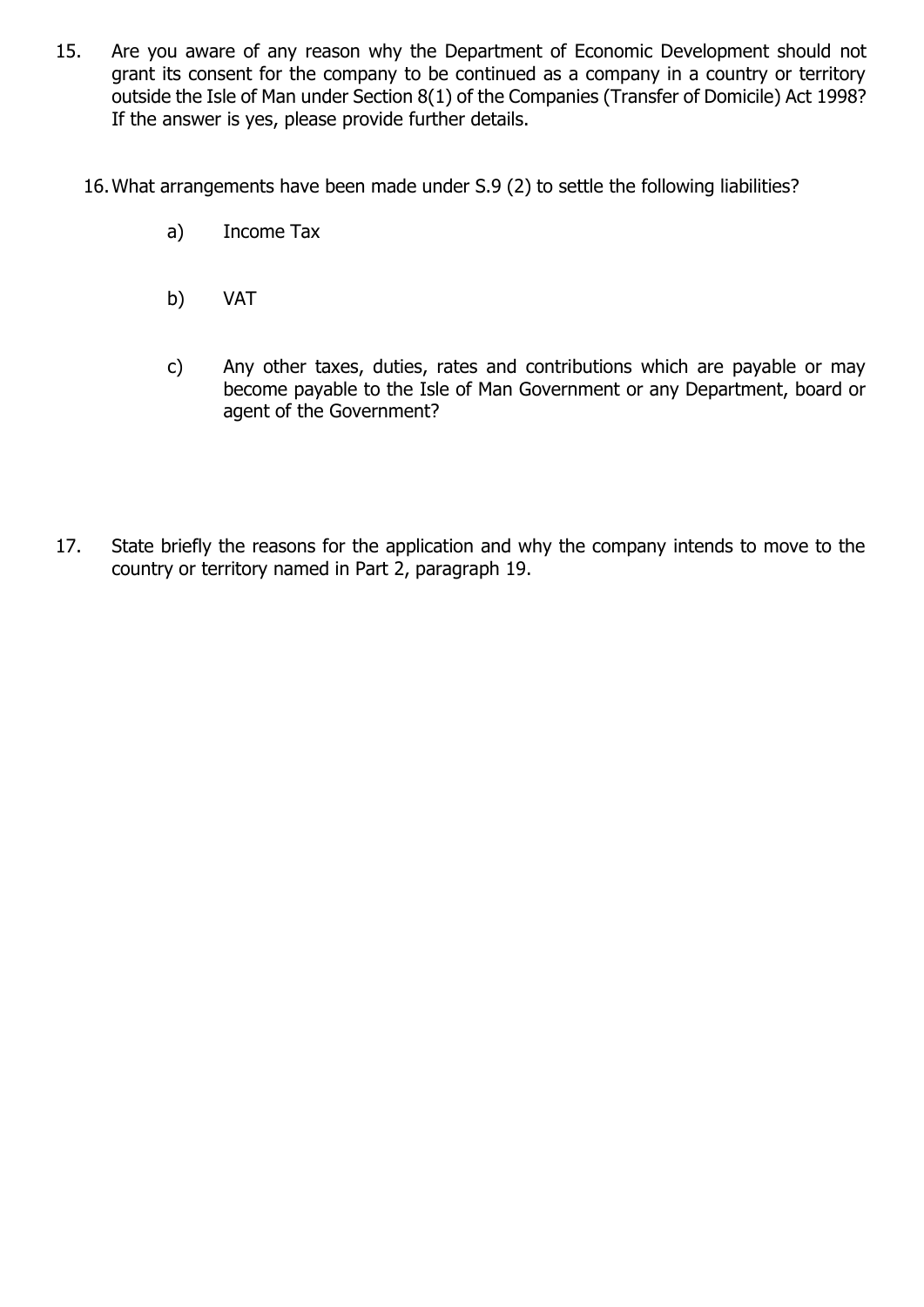15. Are you aware of any reason why the Department of Economic Development should not grant its consent for the company to be continued as a company in a country or territory outside the Isle of Man under Section 8(1) of the Companies (Transfer of Domicile) Act 1998? If the answer is yes, please provide further details.

16. What arrangements have been made under S.9 (2) to settle the following liabilities?

    a) Income Tax

    b) VAT

    c) Any other taxes, duties, rates and contributions which are payable or may become payable to the Isle of Man Government or any Department, board or agent of the Government?

17. State briefly the reasons for the application and why the company intends to move to the country or territory named in Part 2, paragraph 19.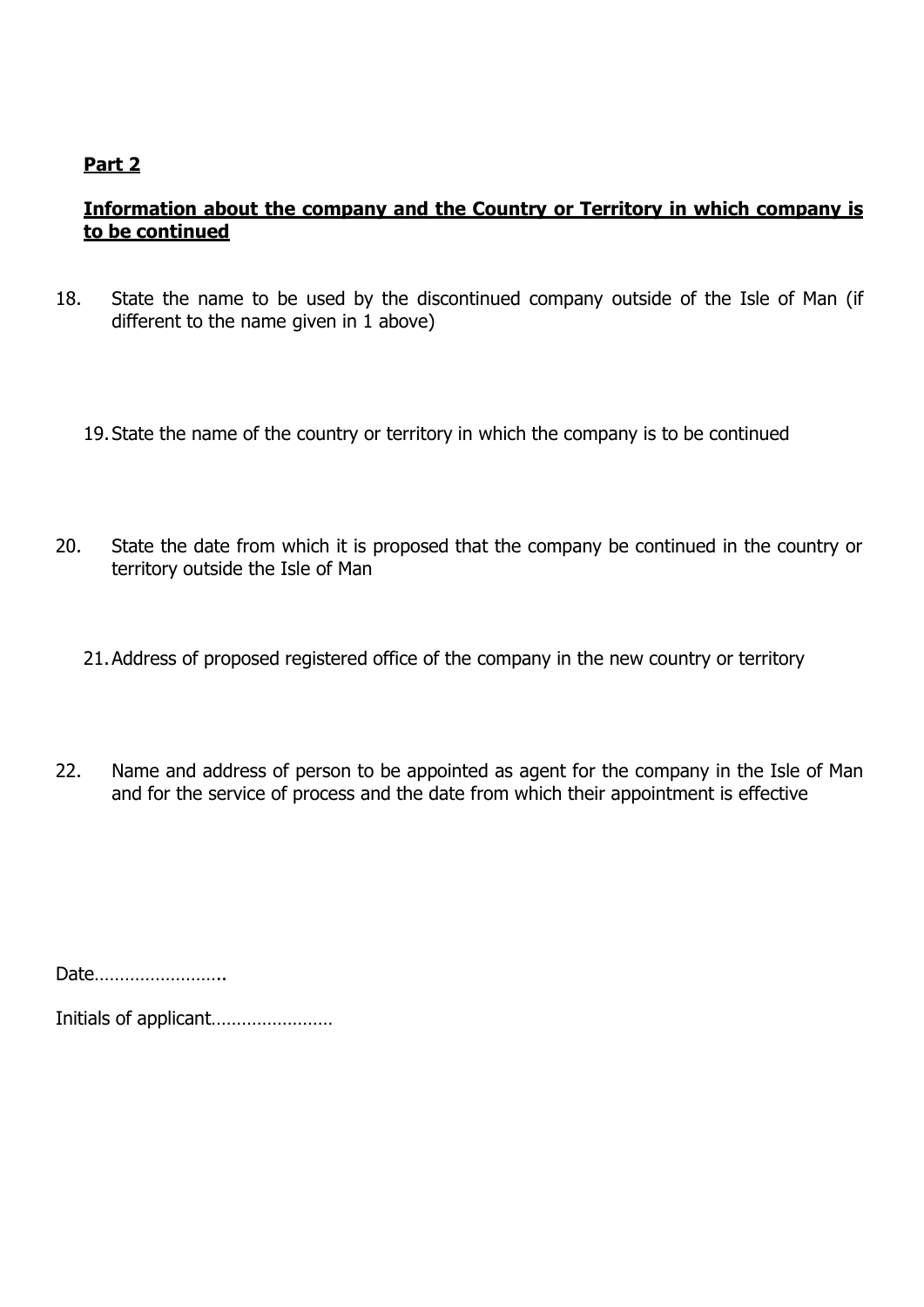**Part 2**

**Information about the company and the Country or Territory in which company is to be continued**

18. State the name to be used by the discontinued company outside of the Isle of Man (if different to the name given in 1 above)

19. State the name of the country or territory in which the company is to be continued

20. State the date from which it is proposed that the company be continued in the country or territory outside the Isle of Man

21. Address of proposed registered office of the company in the new country or territory

22. Name and address of person to be appointed as agent for the company in the Isle of Man and for the service of process and the date from which their appointment is effective

Date……………………..

Initials of applicant……………………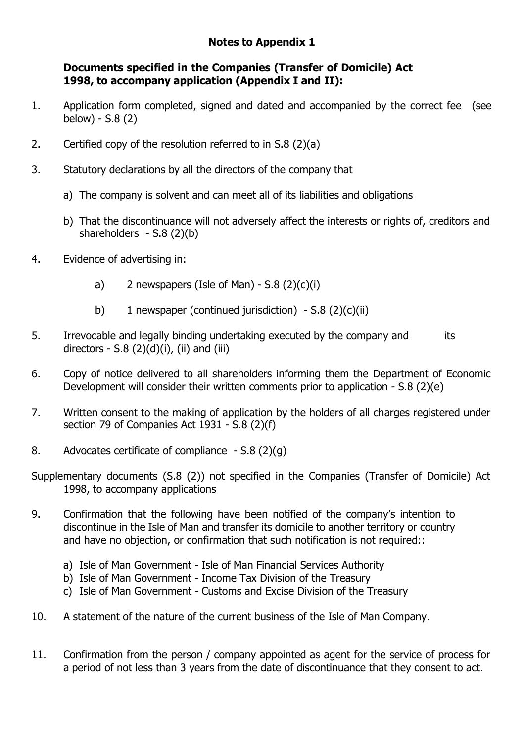## Notes to Appendix 1

**Documents specified in the Companies (Transfer of Domicile) Act 1998, to accompany application (Appendix I and II):**

1. Application form completed, signed and dated and accompanied by the correct fee (see below) - S.8 (2)

2. Certified copy of the resolution referred to in S.8 (2)(a)

3. Statutory declarations by all the directors of the company that

   a) The company is solvent and can meet all of its liabilities and obligations

   b) That the discontinuance will not adversely affect the interests or rights of, creditors and shareholders - S.8 (2)(b)

4. Evidence of advertising in:

   a) 2 newspapers (Isle of Man) - S.8 (2)(c)(i)

   b) 1 newspaper (continued jurisdiction) - S.8 (2)(c)(ii)

5. Irrevocable and legally binding undertaking executed by the company and its directors - S.8 (2)(d)(i), (ii) and (iii)

6. Copy of notice delivered to all shareholders informing them the Department of Economic Development will consider their written comments prior to application - S.8 (2)(e)

7. Written consent to the making of application by the holders of all charges registered under section 79 of Companies Act 1931 - S.8 (2)(f)

8. Advocates certificate of compliance - S.8 (2)(g)

Supplementary documents (S.8 (2)) not specified in the Companies (Transfer of Domicile) Act 1998, to accompany applications

9. Confirmation that the following have been notified of the company's intention to discontinue in the Isle of Man and transfer its domicile to another territory or country and have no objection, or confirmation that such notification is not required::

   a) Isle of Man Government - Isle of Man Financial Services Authority
   b) Isle of Man Government - Income Tax Division of the Treasury
   c) Isle of Man Government - Customs and Excise Division of the Treasury

10. A statement of the nature of the current business of the Isle of Man Company.

11. Confirmation from the person / company appointed as agent for the service of process for a period of not less than 3 years from the date of discontinuance that they consent to act.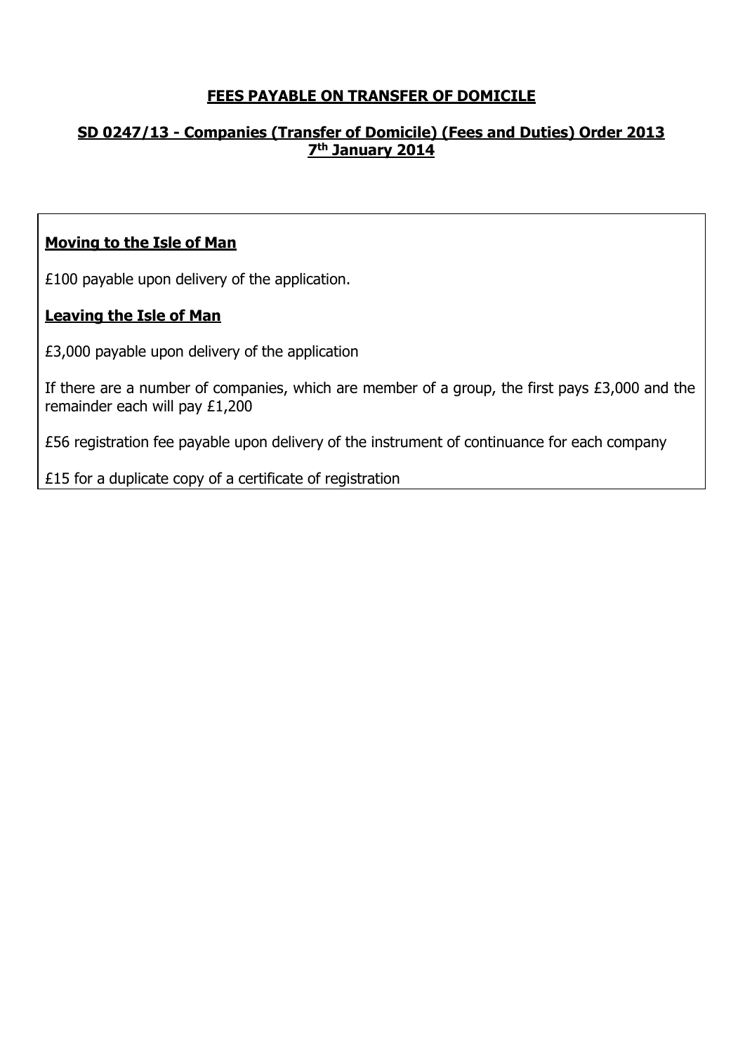# FEES PAYABLE ON TRANSFER OF DOMICILE

## SD 0247/13 - Companies (Transfer of Domicile) (Fees and Duties) Order 2013 7th January 2014

**Moving to the Isle of Man**

£100 payable upon delivery of the application.

**Leaving the Isle of Man**

£3,000 payable upon delivery of the application

If there are a number of companies, which are member of a group, the first pays £3,000 and the remainder each will pay £1,200

£56 registration fee payable upon delivery of the instrument of continuance for each company

£15 for a duplicate copy of a certificate of registration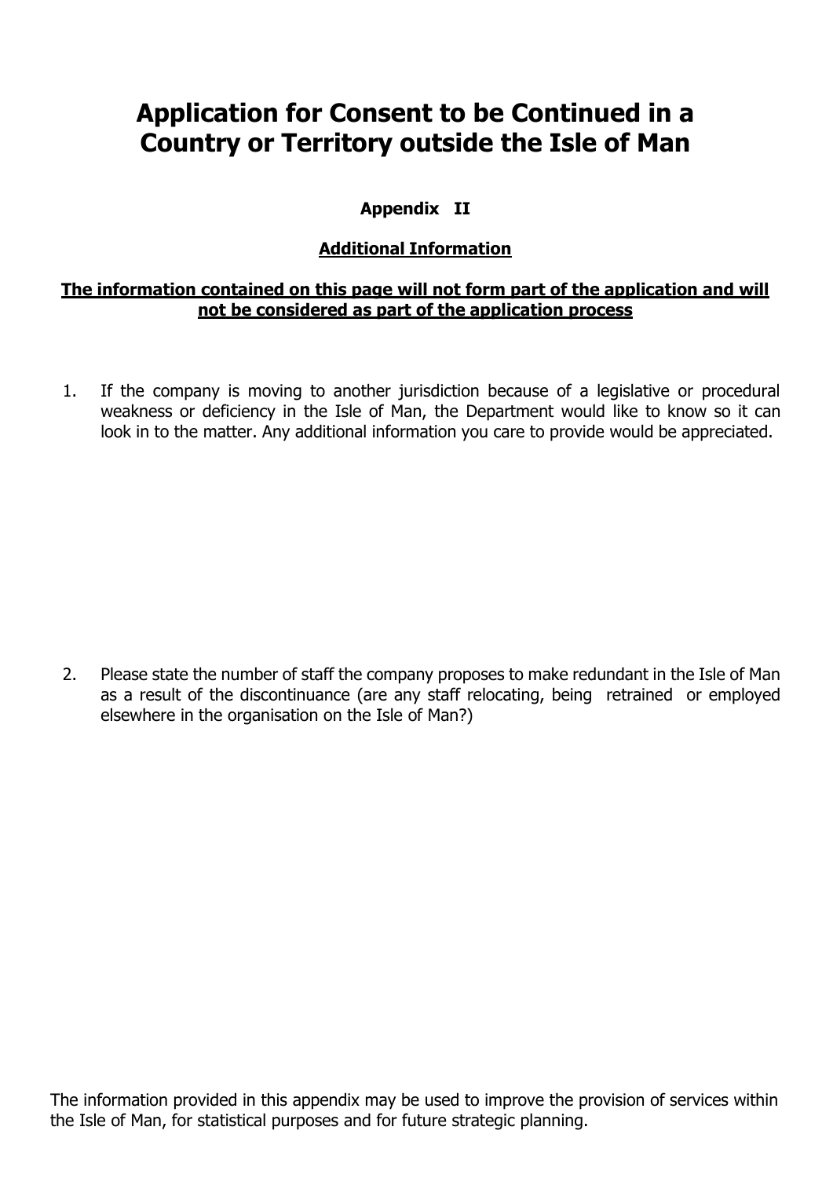# Application for Consent to be Continued in a Country or Territory outside the Isle of Man

**Appendix II**

**Additional Information**

**The information contained on this page will not form part of the application and will not be considered as part of the application process**

1. If the company is moving to another jurisdiction because of a legislative or procedural weakness or deficiency in the Isle of Man, the Department would like to know so it can look in to the matter. Any additional information you care to provide would be appreciated.

2. Please state the number of staff the company proposes to make redundant in the Isle of Man as a result of the discontinuance (are any staff relocating, being retrained or employed elsewhere in the organisation on the Isle of Man?)

The information provided in this appendix may be used to improve the provision of services within the Isle of Man, for statistical purposes and for future strategic planning.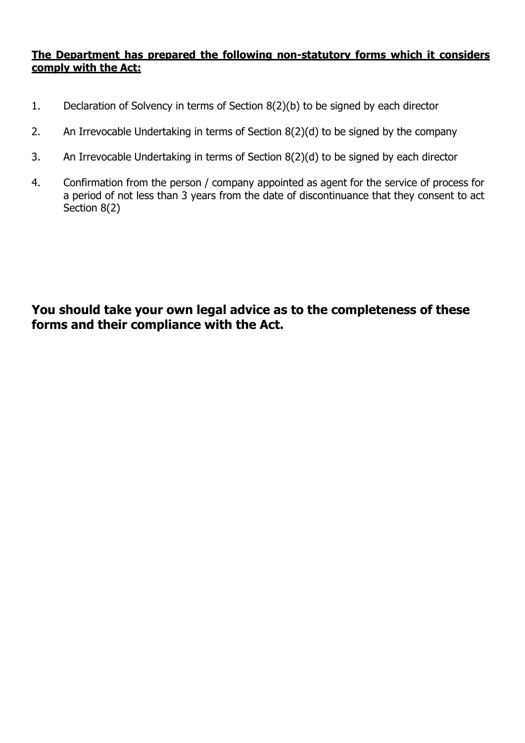**The Department has prepared the following non-statutory forms which it considers comply with the Act:**

1. Declaration of Solvency in terms of Section 8(2)(b) to be signed by each director

2. An Irrevocable Undertaking in terms of Section 8(2)(d) to be signed by the company

3. An Irrevocable Undertaking in terms of Section 8(2)(d) to be signed by each director

4. Confirmation from the person / company appointed as agent for the service of process for a period of not less than 3 years from the date of discontinuance that they consent to act Section 8(2)

## You should take your own legal advice as to the completeness of these forms and their compliance with the Act.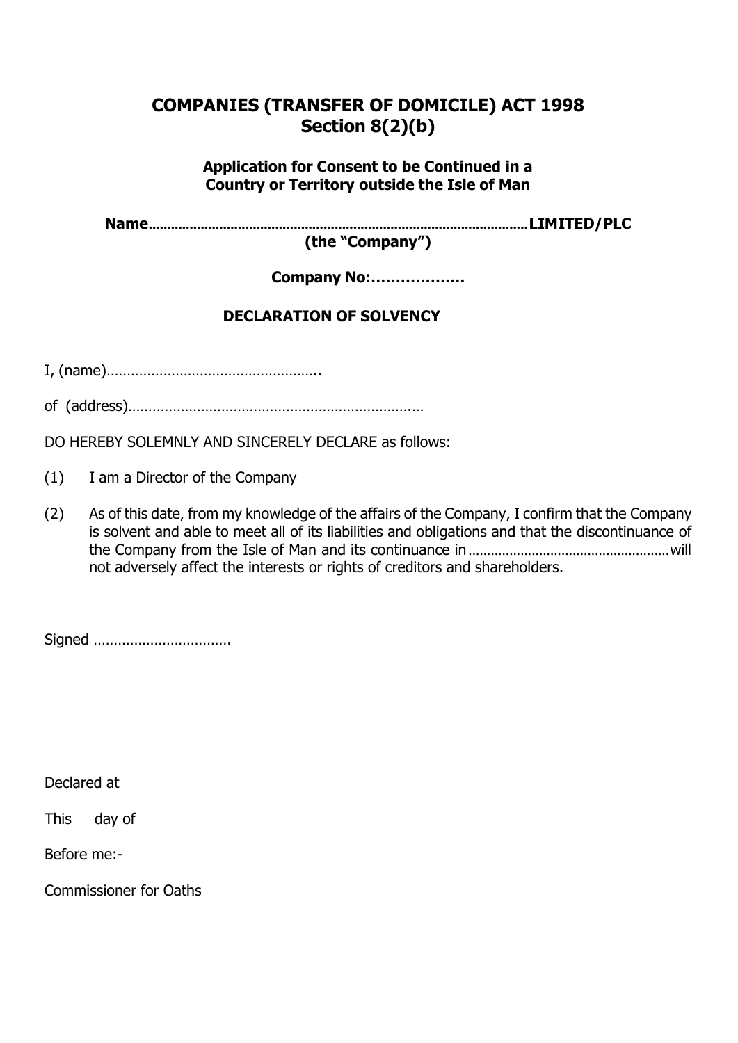# COMPANIES (TRANSFER OF DOMICILE) ACT 1998
## Section 8(2)(b)

### Application for Consent to be Continued in a Country or Territory outside the Isle of Man

**Name………………………………………………………………………………………LIMITED/PLC (the "Company")**

**Company No:……………….**

**DECLARATION OF SOLVENCY**

I, (name)……………………………………………..

of (address)……………………………………………………………….…

DO HEREBY SOLEMNLY AND SINCERELY DECLARE as follows:

(1) I am a Director of the Company

(2) As of this date, from my knowledge of the affairs of the Company, I confirm that the Company is solvent and able to meet all of its liabilities and obligations and that the discontinuance of the Company from the Isle of Man and its continuance in……………………………………………… will not adversely affect the interests or rights of creditors and shareholders.

Signed …………………………….

Declared at

This day of

Before me:-

Commissioner for Oaths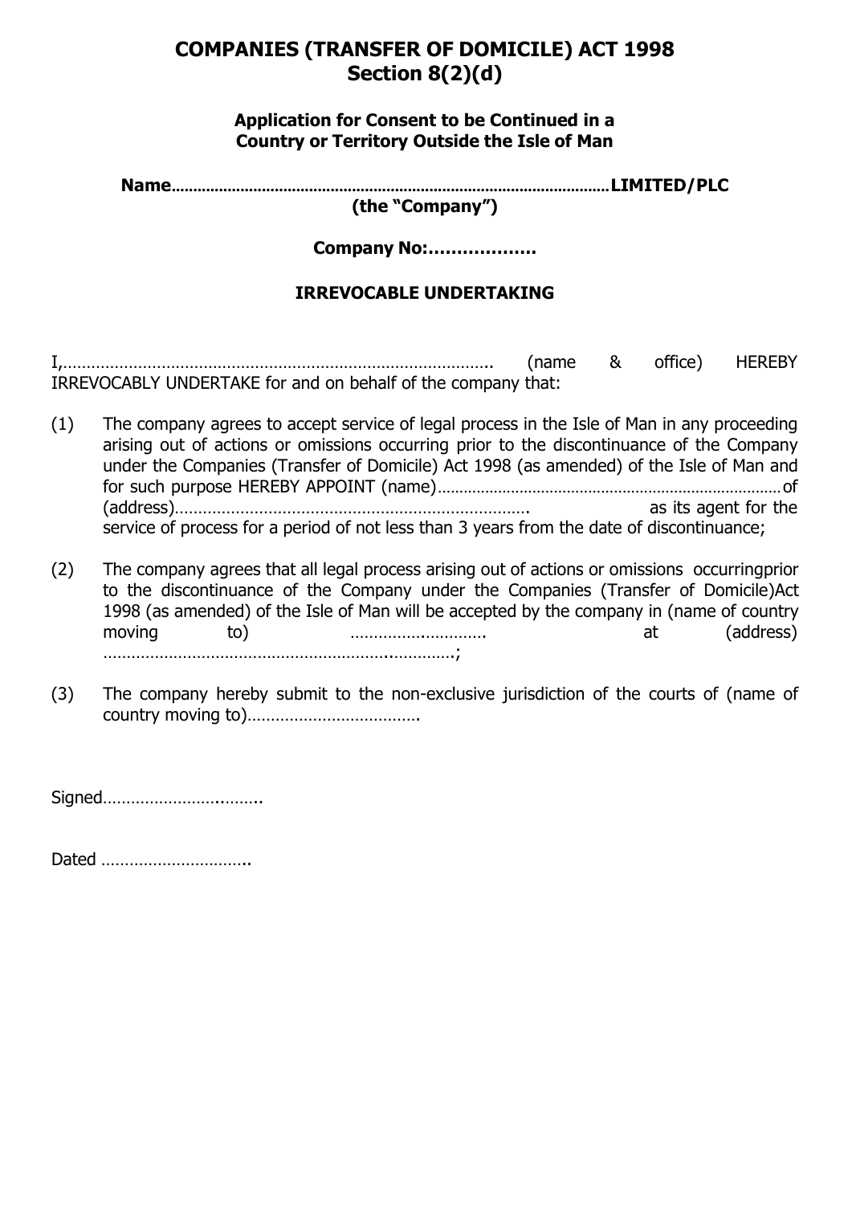# COMPANIES (TRANSFER OF DOMICILE) ACT 1998
# Section 8(2)(d)

### Application for Consent to be Continued in a Country or Territory Outside the Isle of Man

**Name…………………………………………………………………………………………LIMITED/PLC (the "Company")**

**Company No:……………….**

**IRREVOCABLE UNDERTAKING**

I,……………………………………………………………………………….. (name & office) HEREBY IRREVOCABLY UNDERTAKE for and on behalf of the company that:

(1) The company agrees to accept service of legal process in the Isle of Man in any proceeding arising out of actions or omissions occurring prior to the discontinuance of the Company under the Companies (Transfer of Domicile) Act 1998 (as amended) of the Isle of Man and for such purpose HEREBY APPOINT (name)…………………………………………………………………… of (address)…………………………………………………………………. as its agent for the service of process for a period of not less than 3 years from the date of discontinuance;

(2) The company agrees that all legal process arising out of actions or omissions occurringprior to the discontinuance of the Company under the Companies (Transfer of Domicile)Act 1998 (as amended) of the Isle of Man will be accepted by the company in (name of country moving to) ………….…………. at (address) …………………………………………………….………….;

(3) The company hereby submit to the non-exclusive jurisdiction of the courts of (name of country moving to)……………………………….

Signed……………………..……..

Dated …………………………..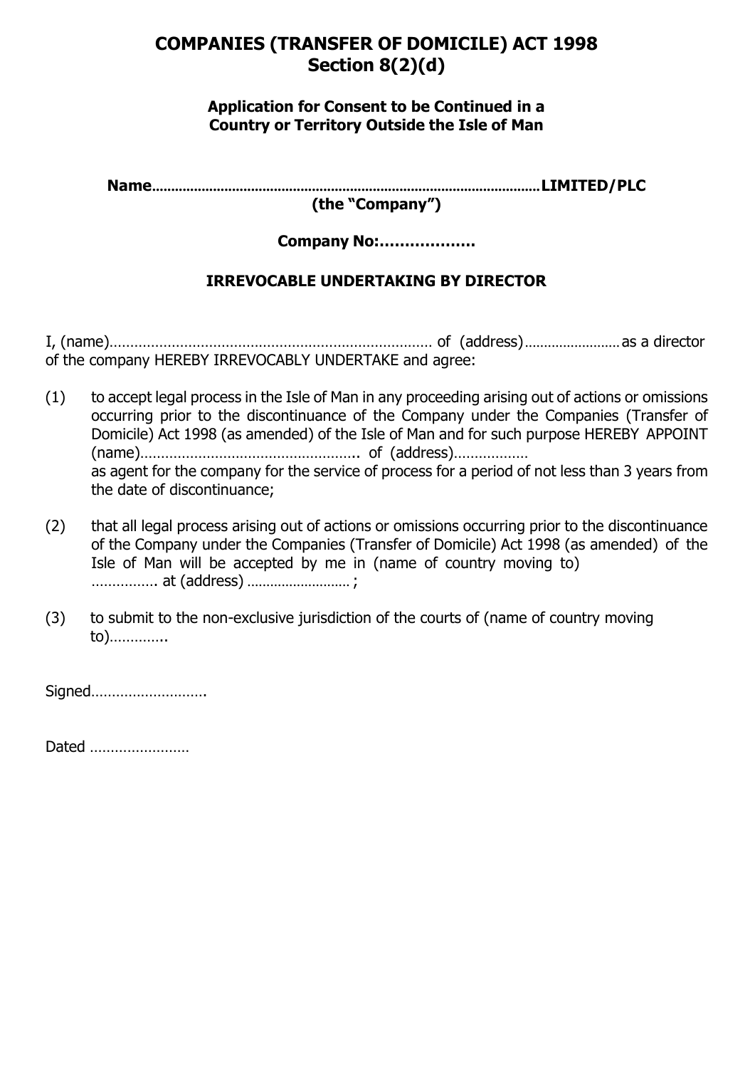# COMPANIES (TRANSFER OF DOMICILE) ACT 1998
## Section 8(2)(d)

### Application for Consent to be Continued in a Country or Territory Outside the Isle of Man

**Name……………………………………………………………………………………………LIMITED/PLC (the "Company")**

**Company No:……………….**

### IRREVOCABLE UNDERTAKING BY DIRECTOR

I, (name)…………………………………………………………………… of (address)…………………… as a director of the company HEREBY IRREVOCABLY UNDERTAKE and agree:

(1) to accept legal process in the Isle of Man in any proceeding arising out of actions or omissions occurring prior to the discontinuance of the Company under the Companies (Transfer of Domicile) Act 1998 (as amended) of the Isle of Man and for such purpose HEREBY APPOINT (name)…………………………………………….. of (address)……………… as agent for the company for the service of process for a period of not less than 3 years from the date of discontinuance;

(2) that all legal process arising out of actions or omissions occurring prior to the discontinuance of the Company under the Companies (Transfer of Domicile) Act 1998 (as amended) of the Isle of Man will be accepted by me in (name of country moving to) ……………. at (address) ……………………… ;

(3) to submit to the non-exclusive jurisdiction of the courts of (name of country moving to)………….

Signed……………………….

Dated ……………………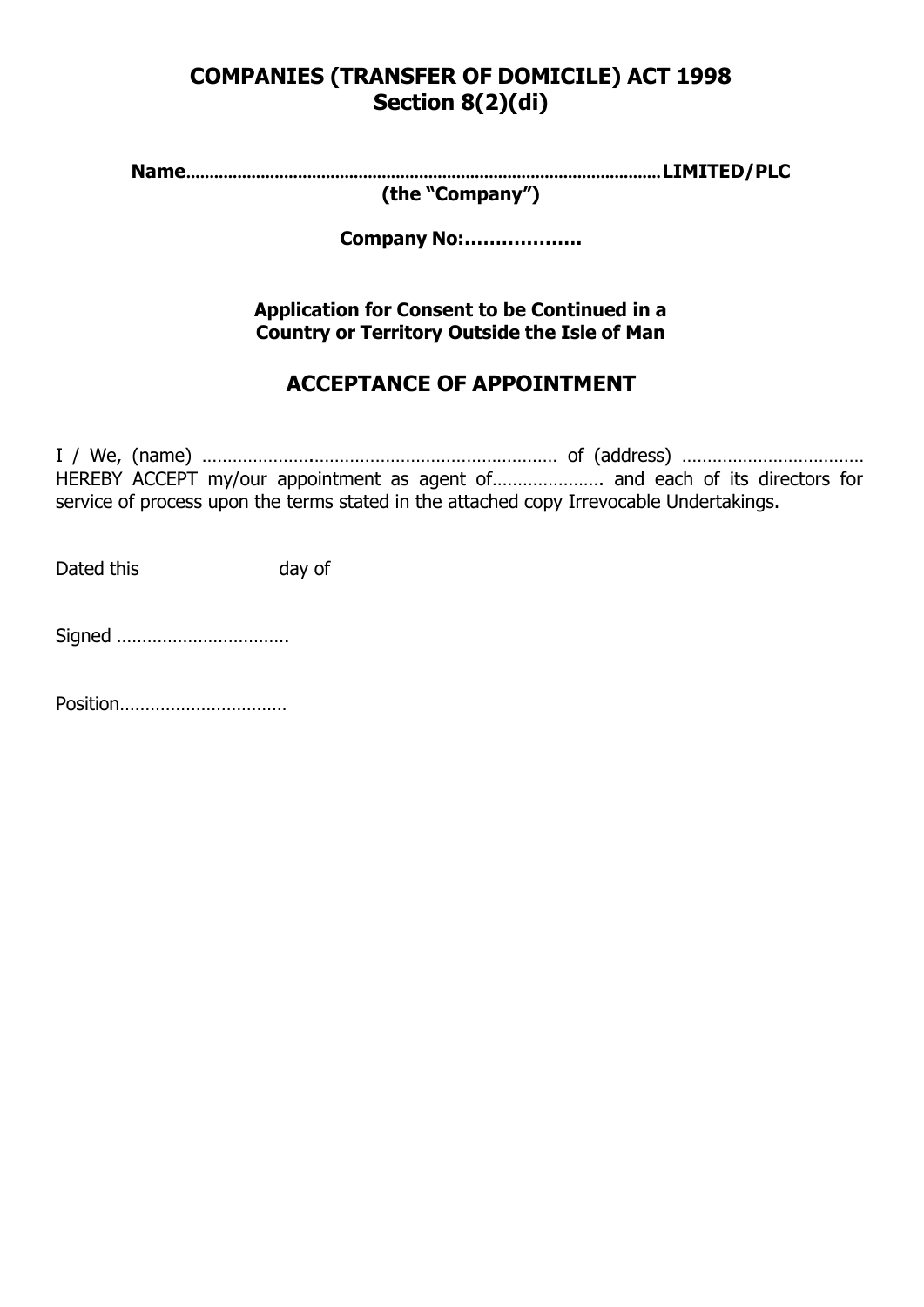# COMPANIES (TRANSFER OF DOMICILE) ACT 1998
## Section 8(2)(di)

**Name……………………………………………………………………………………………LIMITED/PLC**
**(the "Company")**

**Company No:……………….**

**Application for Consent to be Continued in a Country or Territory Outside the Isle of Man**

## ACCEPTANCE OF APPOINTMENT

I / We, (name) ………………….…………………………………………… of (address) ……………………………… HEREBY ACCEPT my/our appointment as agent of…………………. and each of its directors for service of process upon the terms stated in the attached copy Irrevocable Undertakings.

Dated this day of

Signed …………………………….

Position……………………………